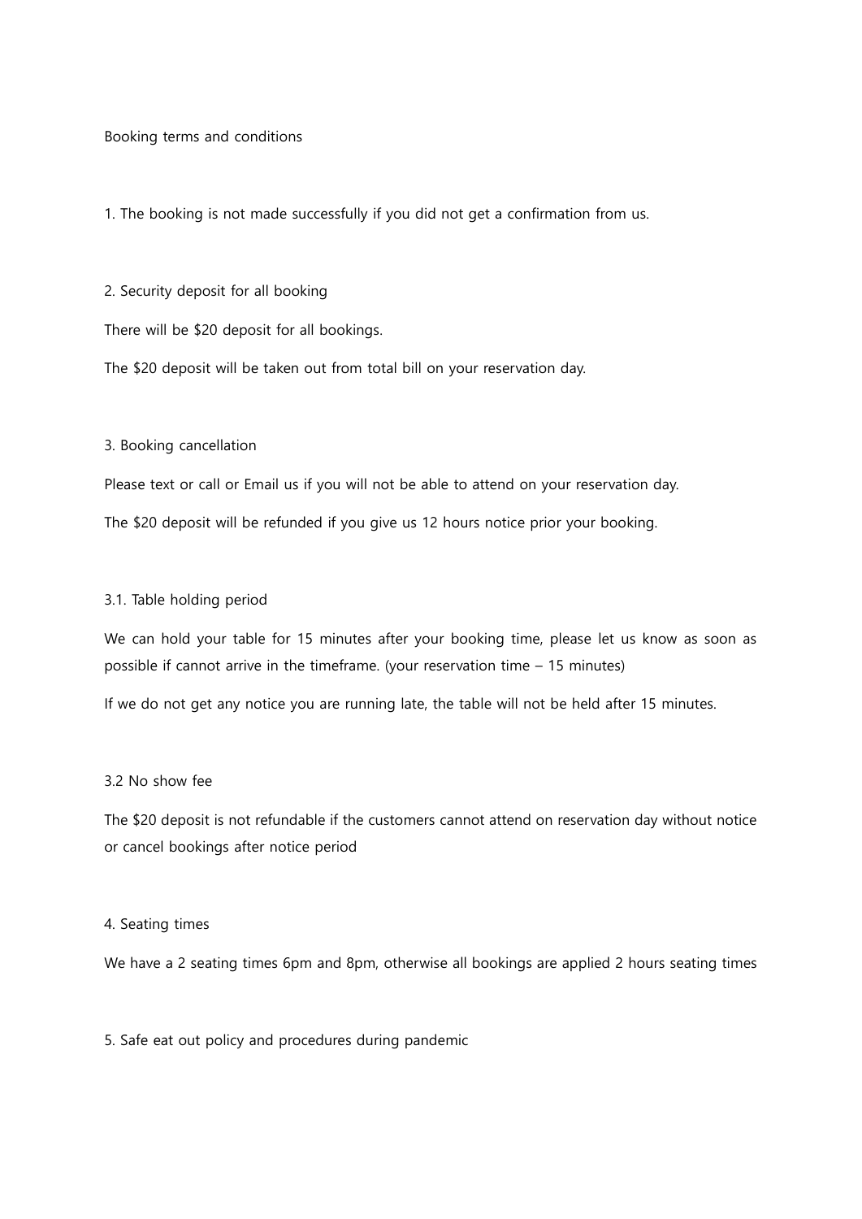# Booking terms and conditions

1. The booking is not made successfully if you did not get a confirmation from us.

## 2. Security deposit for all booking

There will be $20 deposit for all bookings.

The $20 deposit will be taken out from total bill on your reservation day.

## 3. Booking cancellation

Please text or call or Email us if you will not be able to attend on your reservation day.

The $20 deposit will be refunded if you give us 12 hours notice prior your booking.

### 3.1. Table holding period

We can hold your table for 15 minutes after your booking time, please let us know as soon as possible if cannot arrive in the timeframe. (your reservation time – 15 minutes)

If we do not get any notice you are running late, the table will not be held after 15 minutes.

### 3.2 No show fee

The $20 deposit is not refundable if the customers cannot attend on reservation day without notice or cancel bookings after notice period

## 4. Seating times

We have a 2 seating times 6pm and 8pm, otherwise all bookings are applied 2 hours seating times

## 5. Safe eat out policy and procedures during pandemic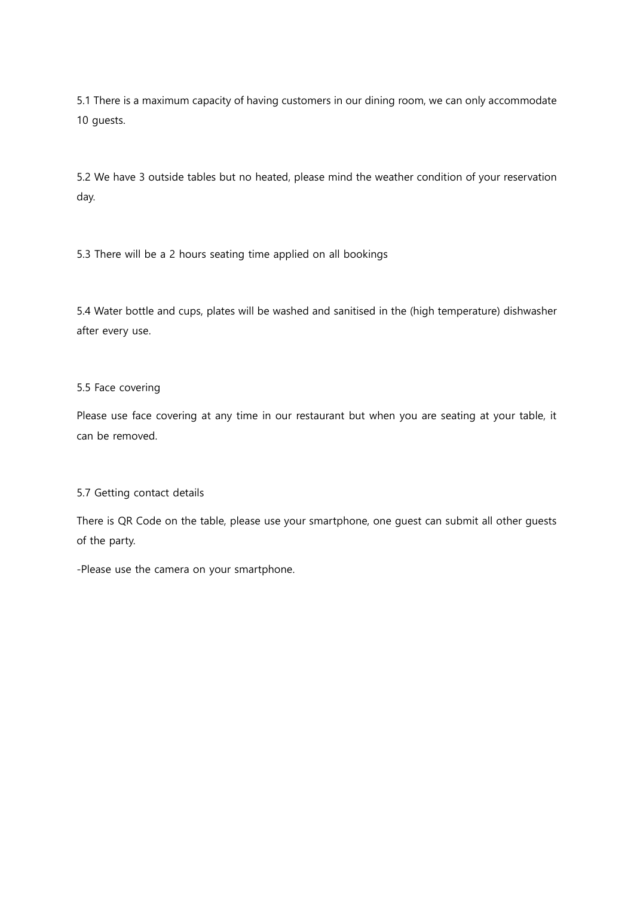5.1 There is a maximum capacity of having customers in our dining room, we can only accommodate 10 guests.

5.2 We have 3 outside tables but no heated, please mind the weather condition of your reservation day.

5.3 There will be a 2 hours seating time applied on all bookings

5.4 Water bottle and cups, plates will be washed and sanitised in the (high temperature) dishwasher after every use.

5.5 Face covering

Please use face covering at any time in our restaurant but when you are seating at your table, it can be removed.

5.7 Getting contact details

There is QR Code on the table, please use your smartphone, one guest can submit all other guests of the party.

-Please use the camera on your smartphone.